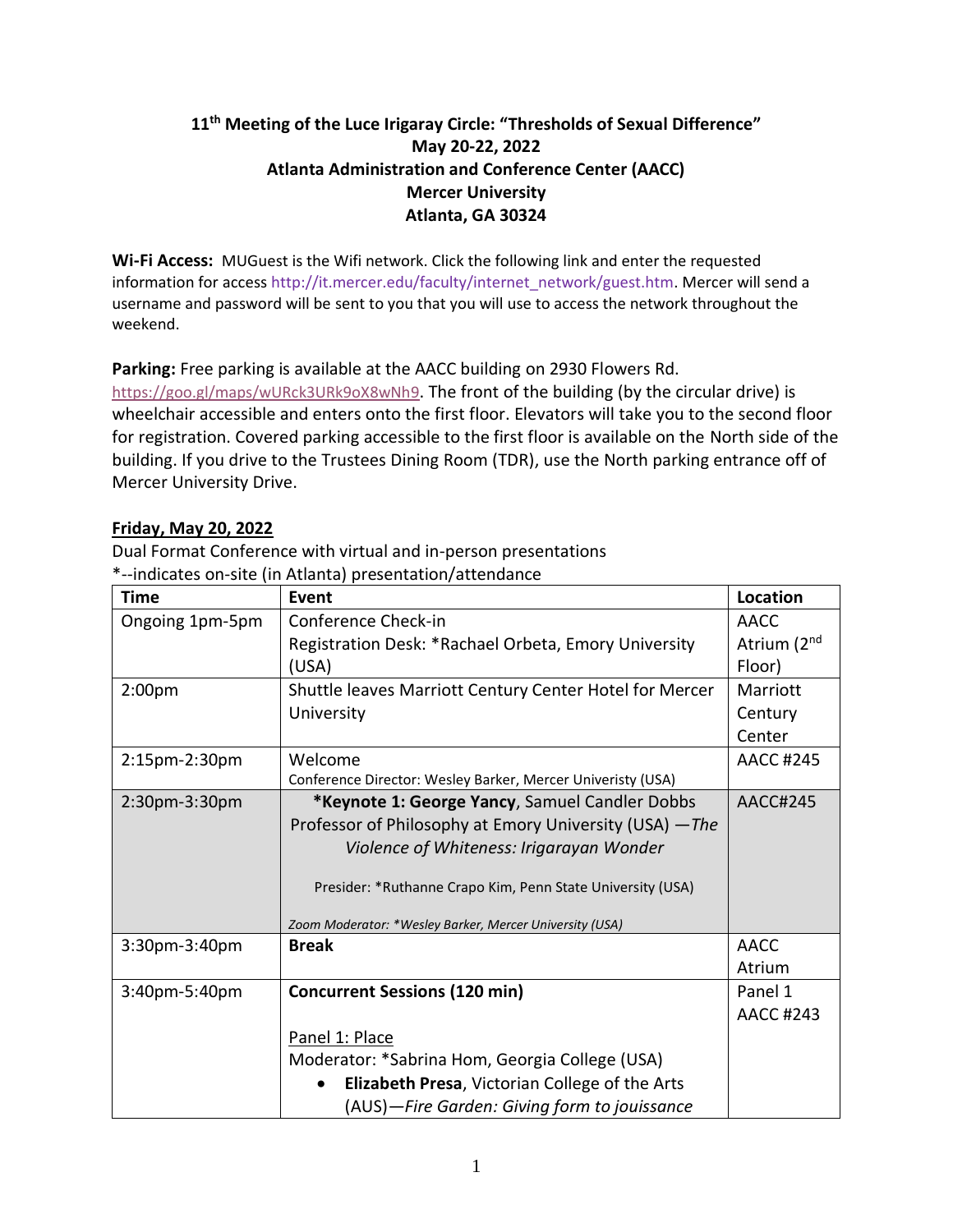# 11th Meeting of the Luce Irigaray Circle: "Thresholds of Sexual Difference"

**May 20-22, 2022**
**Atlanta Administration and Conference Center (AACC)**
**Mercer University**
**Atlanta, GA 30324**

**Wi-Fi Access:** MUGuest is the Wifi network. Click the following link and enter the requested information for access http://it.mercer.edu/faculty/internet_network/guest.htm. Mercer will send a username and password will be sent to you that you will use to access the network throughout the weekend.

**Parking:** Free parking is available at the AACC building on 2930 Flowers Rd. https://goo.gl/maps/wURck3URk9oX8wNh9. The front of the building (by the circular drive) is wheelchair accessible and enters onto the first floor. Elevators will take you to the second floor for registration. Covered parking accessible to the first floor is available on the North side of the building. If you drive to the Trustees Dining Room (TDR), use the North parking entrance off of Mercer University Drive.

## Friday, May 20, 2022

Dual Format Conference with virtual and in-person presentations
*--indicates on-site (in Atlanta) presentation/attendance

| Time | Event | Location |
| --- | --- | --- |
| Ongoing 1pm-5pm | Conference Check-in<br>Registration Desk: *Rachael Orbeta, Emory University (USA) | AACC Atrium (2nd Floor) |
| 2:00pm | Shuttle leaves Marriott Century Center Hotel for Mercer University | Marriott Century Center |
| 2:15pm-2:30pm | Welcome<br>Conference Director: Wesley Barker, Mercer Univeristy (USA) | AACC #245 |
| 2:30pm-3:30pm | ***Keynote 1: George Yancy**, Samuel Candler Dobbs Professor of Philosophy at Emory University (USA) —*The Violence of Whiteness: Irigarayan Wonder*<br><br>Presider: *Ruthanne Crapo Kim, Penn State University (USA)<br><br>*Zoom Moderator: *Wesley Barker, Mercer University (USA)* | AACC#245 |
| 3:30pm-3:40pm | **Break** | AACC Atrium |
| 3:40pm-5:40pm | **Concurrent Sessions (120 min)**<br><br>Panel 1: Place<br>Moderator: *Sabrina Hom, Georgia College (USA)<br>• **Elizabeth Presa**, Victorian College of the Arts (AUS)—*Fire Garden: Giving form to jouissance* | Panel 1 AACC #243 |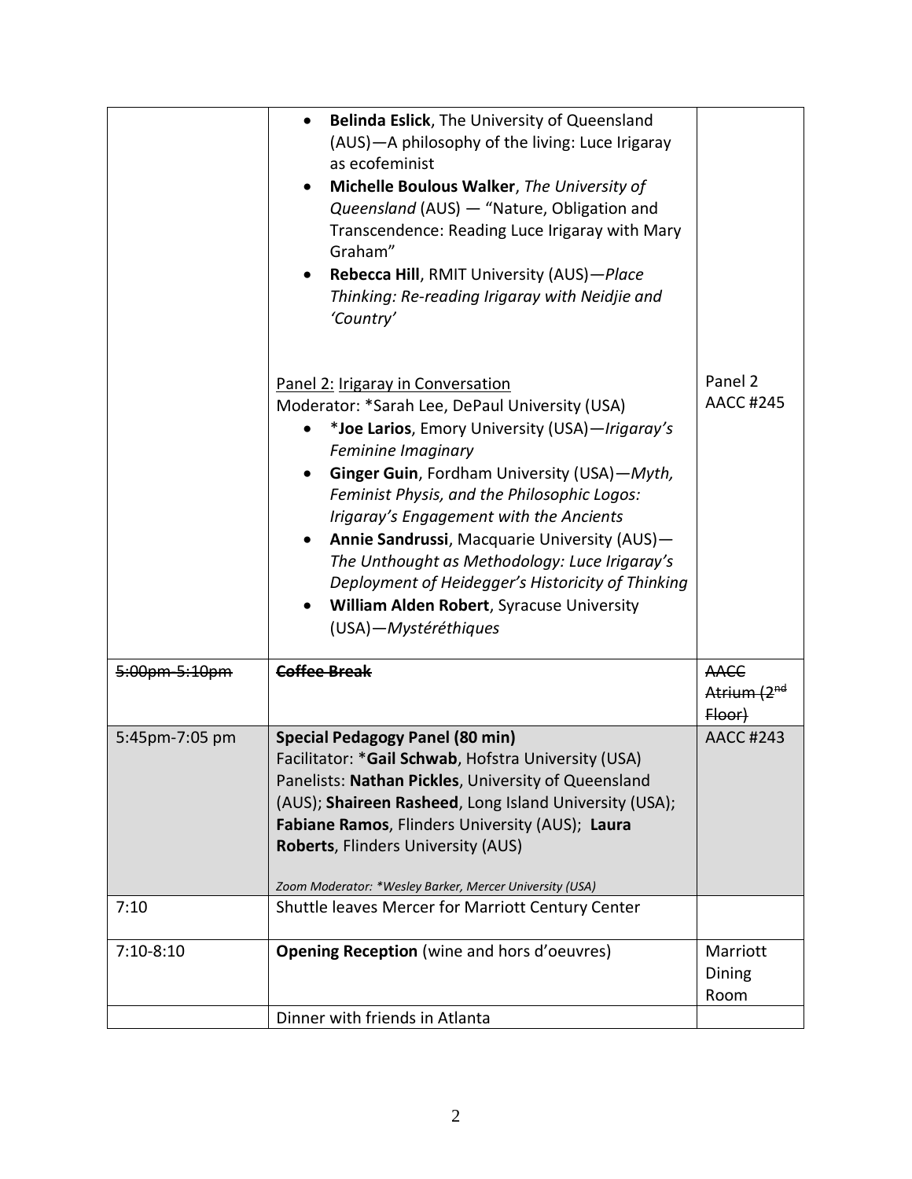| | | |
|---|---|---|
| | • **Belinda Eslick**, The University of Queensland (AUS)—A philosophy of the living: Luce Irigaray as ecofeminist<br>• **Michelle Boulous Walker**, *The University of Queensland* (AUS) — "Nature, Obligation and Transcendence: Reading Luce Irigaray with Mary Graham"<br>• **Rebecca Hill**, RMIT University (AUS)—*Place Thinking: Re-reading Irigaray with Neidjie and 'Country'*<br><br>Panel 2: Irigaray in Conversation<br>Moderator: *Sarah Lee, DePaul University (USA)<br>• ***Joe Larios**, Emory University (USA)—*Irigaray's Feminine Imaginary*<br>• **Ginger Guin**, Fordham University (USA)—*Myth, Feminist Physis, and the Philosophic Logos: Irigaray's Engagement with the Ancients*<br>• **Annie Sandrussi**, Macquarie University (AUS)—*The Unthought as Methodology: Luce Irigaray's Deployment of Heidegger's Historicity of Thinking*<br>• **William Alden Robert**, Syracuse University (USA)—*Mystéréthiques* | Panel 2 AACC #245 |
| ~~5:00pm-5:10pm~~ | ~~**Coffee Break**~~ | ~~AACC Atrium (2nd Floor)~~ |
| 5:45pm-7:05 pm | **Special Pedagogy Panel (80 min)**<br>Facilitator: ***Gail Schwab**, Hofstra University (USA)<br>Panelists: **Nathan Pickles**, University of Queensland (AUS); **Shaireen Rasheed**, Long Island University (USA); **Fabiane Ramos**, Flinders University (AUS); **Laura Roberts**, Flinders University (AUS)<br><br>*Zoom Moderator: \*Wesley Barker, Mercer University (USA)* | AACC #243 |
| 7:10 | Shuttle leaves Mercer for Marriott Century Center | |
| 7:10-8:10 | **Opening Reception** (wine and hors d'oeuvres) | Marriott Dining Room |
| | Dinner with friends in Atlanta | |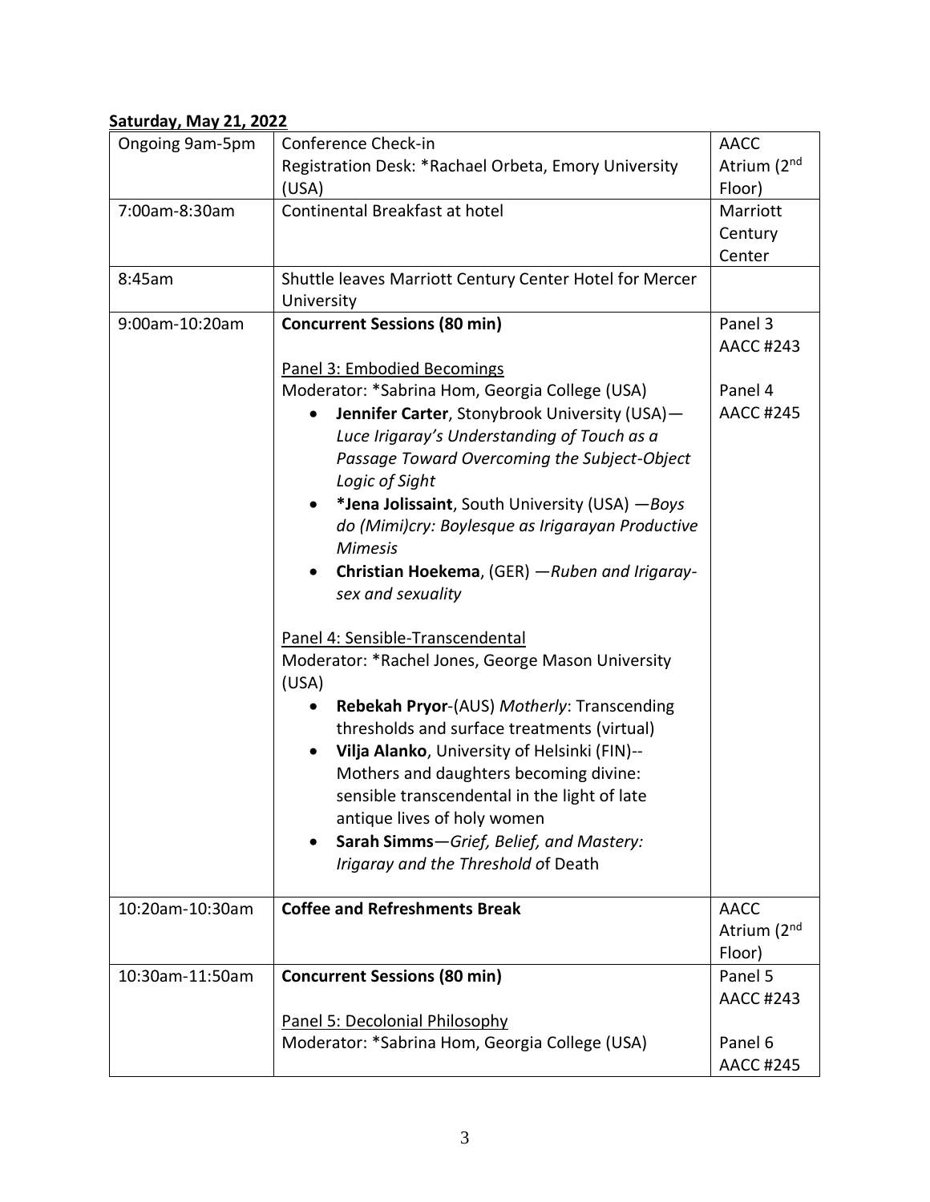**Saturday, May 21, 2022**

| | | |
|---|---|---|
| Ongoing 9am-5pm | Conference Check-in<br>Registration Desk: *Rachael Orbeta, Emory University (USA) | AACC Atrium (2nd Floor) |
| 7:00am-8:30am | Continental Breakfast at hotel | Marriott Century Center |
| 8:45am | Shuttle leaves Marriott Century Center Hotel for Mercer University | |
| 9:00am-10:20am | **Concurrent Sessions (80 min)**<br><br>Panel 3: Embodied Becomings<br>Moderator: *Sabrina Hom, Georgia College (USA)<br>• **Jennifer Carter**, Stonybrook University (USA)—*Luce Irigaray's Understanding of Touch as a Passage Toward Overcoming the Subject-Object Logic of Sight*<br>• ***Jena Jolissaint**, South University (USA) —*Boys do (Mimi)cry: Boylesque as Irigarayan Productive Mimesis*<br>• **Christian Hoekema**, (GER) —*Ruben and Irigaray- sex and sexuality*<br><br>Panel 4: Sensible-Transcendental<br>Moderator: *Rachel Jones, George Mason University (USA)<br>• **Rebekah Pryor**-(AUS) *Motherly*: Transcending thresholds and surface treatments (virtual)<br>• **Vilja Alanko**, University of Helsinki (FIN)-- Mothers and daughters becoming divine: sensible transcendental in the light of late antique lives of holy women<br>• **Sarah Simms**—*Grief, Belief, and Mastery: Irigaray and the Threshold* of Death | Panel 3<br>AACC #243<br><br>Panel 4<br>AACC #245 |
| 10:20am-10:30am | **Coffee and Refreshments Break** | AACC Atrium (2nd Floor) |
| 10:30am-11:50am | **Concurrent Sessions (80 min)**<br><br>Panel 5: Decolonial Philosophy<br>Moderator: *Sabrina Hom, Georgia College (USA) | Panel 5<br>AACC #243<br><br>Panel 6<br>AACC #245 |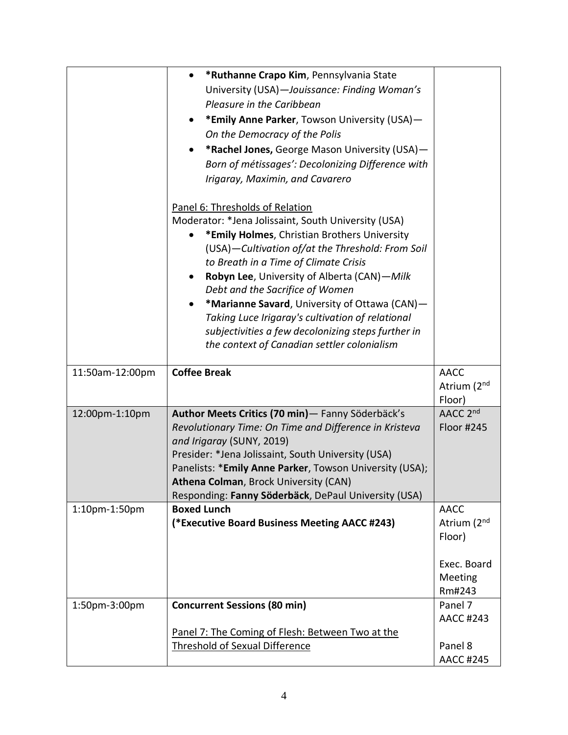| | | |
|---|---|---|
| | • ***Ruthanne Crapo Kim**, Pennsylvania State University (USA)—*Jouissance: Finding Woman's Pleasure in the Caribbean*<br>• ***Emily Anne Parker**, Towson University (USA)—*On the Democracy of the Polis*<br>• ***Rachel Jones,** George Mason University (USA)—*Born of métissages': Decolonizing Difference with Irigaray, Maximin, and Cavarero*<br><br>Panel 6: Thresholds of Relation<br>Moderator: *Jena Jolissaint, South University (USA)<br>• ***Emily Holmes**, Christian Brothers University (USA)—*Cultivation of/at the Threshold: From Soil to Breath in a Time of Climate Crisis*<br>• **Robyn Lee**, University of Alberta (CAN)—*Milk Debt and the Sacrifice of Women*<br>• ***Marianne Savard**, University of Ottawa (CAN)—*Taking Luce Irigaray's cultivation of relational subjectivities a few decolonizing steps further in the context of Canadian settler colonialism* | |
| 11:50am-12:00pm | **Coffee Break** | AACC Atrium (2nd Floor) |
| 12:00pm-1:10pm | **Author Meets Critics (70 min)**— Fanny Söderbäck's *Revolutionary Time: On Time and Difference in Kristeva and Irigaray* (SUNY, 2019)<br>Presider: *Jena Jolissaint, South University (USA)<br>Panelists: ***Emily Anne Parker**, Towson University (USA); **Athena Colman**, Brock University (CAN)<br>Responding: **Fanny Söderbäck**, DePaul University (USA) | AACC 2nd Floor #245 |
| 1:10pm-1:50pm | **Boxed Lunch**<br>**(*Executive Board Business Meeting AACC #243)** | AACC Atrium (2nd Floor)<br><br>Exec. Board Meeting Rm#243 |
| 1:50pm-3:00pm | **Concurrent Sessions (80 min)**<br><br>Panel 7: The Coming of Flesh: Between Two at the Threshold of Sexual Difference | Panel 7 AACC #243<br><br>Panel 8 AACC #245 |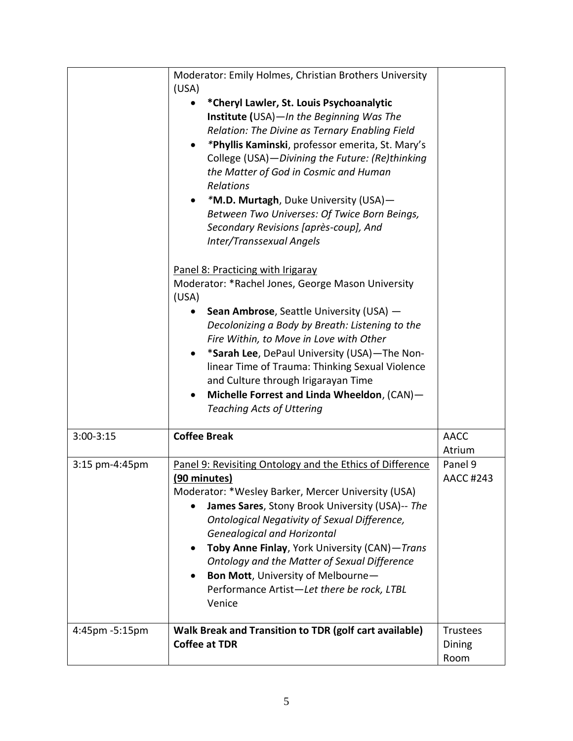| | | |
|---|---|---|
| | Moderator: Emily Holmes, Christian Brothers University (USA)<br>• **\*Cheryl Lawler, St. Louis Psychoanalytic Institute (**USA)—*In the Beginning Was The Relation: The Divine as Ternary Enabling Field*<br>• *\***Phyllis Kaminski**, professor emerita, St. Mary's College (USA)—*Divining the Future: (Re)thinking the Matter of God in Cosmic and Human Relations*<br>• *\***M.D. Murtagh**, Duke University (USA)—*Between Two Universes: Of Twice Born Beings, Secondary Revisions [après-coup], And Inter/Transsexual Angels*<br><br><u>Panel 8: Practicing with Irigaray</u><br>Moderator: \*Rachel Jones, George Mason University (USA)<br>• **Sean Ambrose**, Seattle University (USA) — *Decolonizing a Body by Breath: Listening to the Fire Within, to Move in Love with Other*<br>• \***Sarah Lee**, DePaul University (USA)—The Non-linear Time of Trauma: Thinking Sexual Violence and Culture through Irigarayan Time<br>• **Michelle Forrest and Linda Wheeldon**, (CAN)—*Teaching Acts of Uttering* | |
| 3:00-3:15 | **Coffee Break** | AACC Atrium |
| 3:15 pm-4:45pm | <u>Panel 9: Revisiting Ontology and the Ethics of Difference **(90 minutes)**</u><br>Moderator: \*Wesley Barker, Mercer University (USA)<br>• **James Sares**, Stony Brook University (USA)-- *The Ontological Negativity of Sexual Difference, Genealogical and Horizontal*<br>• **Toby Anne Finlay**, York University (CAN)—*Trans Ontology and the Matter of Sexual Difference*<br>• **Bon Mott**, University of Melbourne—Performance Artist—*Let there be rock, LTBL* Venice | Panel 9 AACC #243 |
| 4:45pm -5:15pm | **Walk Break and Transition to TDR (golf cart available) Coffee at TDR** | Trustees Dining Room |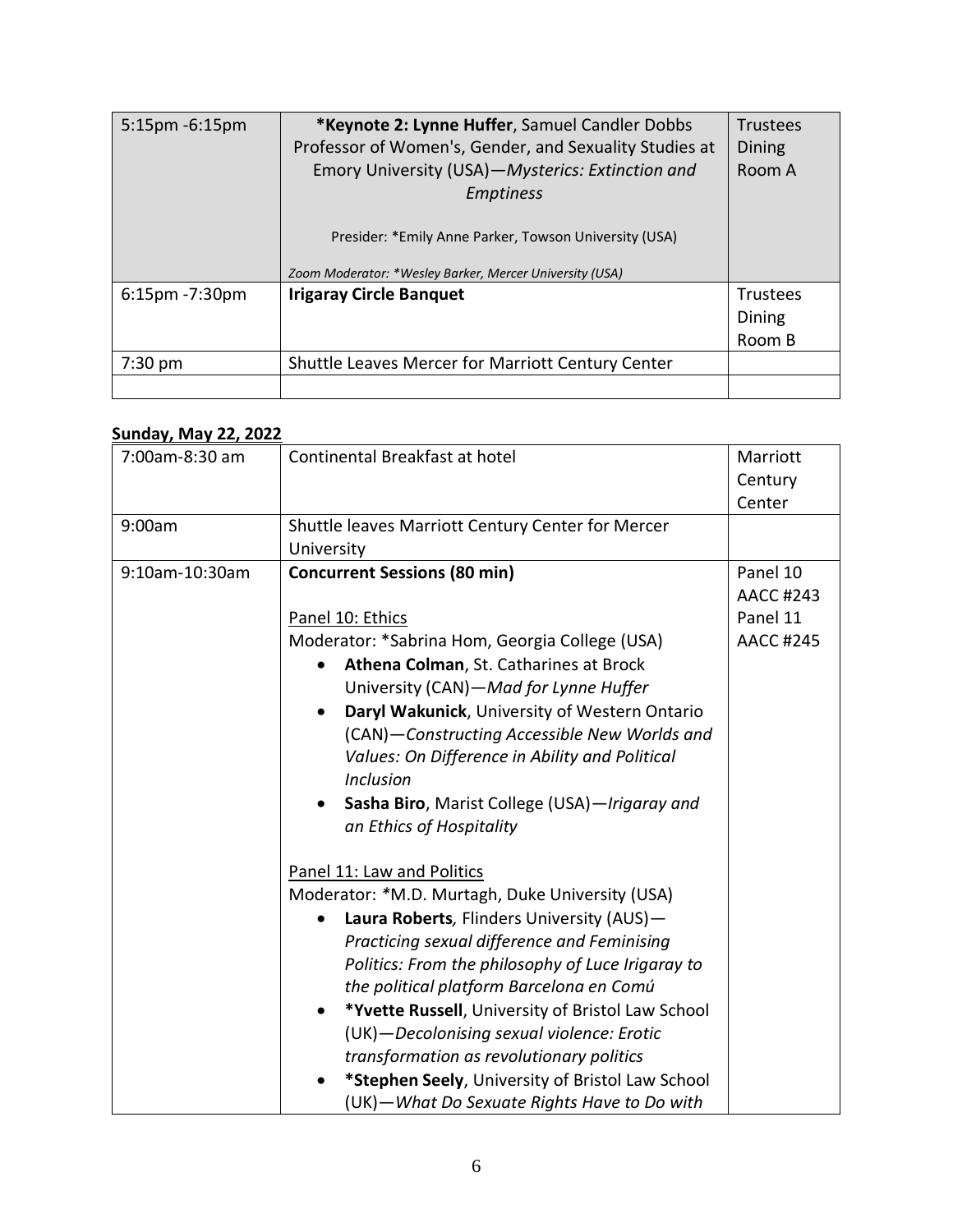| | | |
|---|---|---|
| 5:15pm -6:15pm | **\*Keynote 2: Lynne Huffer**, Samuel Candler Dobbs Professor of Women's, Gender, and Sexuality Studies at Emory University (USA)—*Mysterics: Extinction and Emptiness*<br><br>Presider: \*Emily Anne Parker, Towson University (USA)<br><br>*Zoom Moderator: \*Wesley Barker, Mercer University (USA)* | Trustees Dining Room A |
| 6:15pm -7:30pm | **Irigaray Circle Banquet** | Trustees Dining Room B |
| 7:30 pm | Shuttle Leaves Mercer for Marriott Century Center | |
| | | |

**Sunday, May 22, 2022**

| | | |
|---|---|---|
| 7:00am-8:30 am | Continental Breakfast at hotel | Marriott Century Center |
| 9:00am | Shuttle leaves Marriott Century Center for Mercer University | |
| 9:10am-10:30am | **Concurrent Sessions (80 min)**<br><br>Panel 10: Ethics<br>Moderator: \*Sabrina Hom, Georgia College (USA)<br>• **Athena Colman**, St. Catharines at Brock University (CAN)—*Mad for Lynne Huffer*<br>• **Daryl Wakunick**, University of Western Ontario (CAN)—*Constructing Accessible New Worlds and Values: On Difference in Ability and Political Inclusion*<br>• **Sasha Biro**, Marist College (USA)—*Irigaray and an Ethics of Hospitality*<br><br>Panel 11: Law and Politics<br>Moderator: \*M.D. Murtagh, Duke University (USA)<br>• **Laura Roberts**, Flinders University (AUS)—*Practicing sexual difference and Feminising Politics: From the philosophy of Luce Irigaray to the political platform Barcelona en Comú*<br>• **\*Yvette Russell**, University of Bristol Law School (UK)—*Decolonising sexual violence: Erotic transformation as revolutionary politics*<br>• **\*Stephen Seely**, University of Bristol Law School (UK)—*What Do Sexuate Rights Have to Do with* | Panel 10 AACC #243<br>Panel 11 AACC #245 |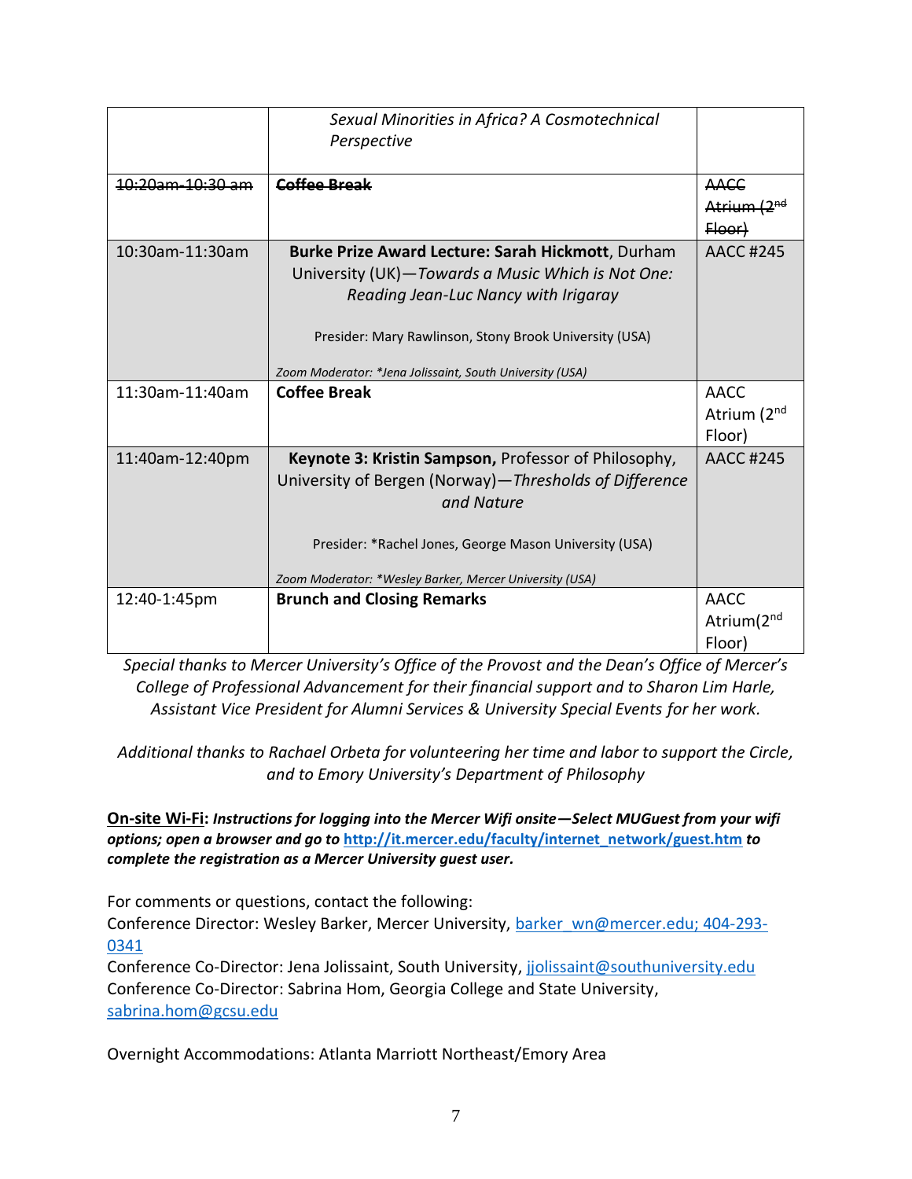| | | |
|---|---|---|
| | *Sexual Minorities in Africa? A Cosmotechnical Perspective* | |
| ~~10:20am-10:30 am~~ | ~~**Coffee Break**~~ | ~~AACC Atrium (2nd Floor)~~ |
| 10:30am-11:30am | **Burke Prize Award Lecture: Sarah Hickmott**, Durham University (UK)—*Towards a Music Which is Not One: Reading Jean-Luc Nancy with Irigaray*<br><br>Presider: Mary Rawlinson, Stony Brook University (USA)<br><br>*Zoom Moderator: *Jena Jolissaint, South University (USA)* | AACC #245 |
| 11:30am-11:40am | **Coffee Break** | AACC Atrium (2nd Floor) |
| 11:40am-12:40pm | **Keynote 3: Kristin Sampson,** Professor of Philosophy, University of Bergen (Norway)—*Thresholds of Difference and Nature*<br><br>Presider: *Rachel Jones, George Mason University (USA)<br><br>*Zoom Moderator: *Wesley Barker, Mercer University (USA)* | AACC #245 |
| 12:40-1:45pm | **Brunch and Closing Remarks** | AACC Atrium(2nd Floor) |

*Special thanks to Mercer University's Office of the Provost and the Dean's Office of Mercer's College of Professional Advancement for their financial support and to Sharon Lim Harle, Assistant Vice President for Alumni Services & University Special Events for her work.*

*Additional thanks to Rachael Orbeta for volunteering her time and labor to support the Circle, and to Emory University's Department of Philosophy*

**On-site Wi-Fi:** ***Instructions for logging into the Mercer Wifi onsite—Select MUGuest from your wifi options; open a browser and go to http://it.mercer.edu/faculty/internet_network/guest.htm to complete the registration as a Mercer University guest user.***

For comments or questions, contact the following:
Conference Director: Wesley Barker, Mercer University, barker_wn@mercer.edu; 404-293-0341
Conference Co-Director: Jena Jolissaint, South University, jjolissaint@southuniversity.edu
Conference Co-Director: Sabrina Hom, Georgia College and State University, sabrina.hom@gcsu.edu

Overnight Accommodations: Atlanta Marriott Northeast/Emory Area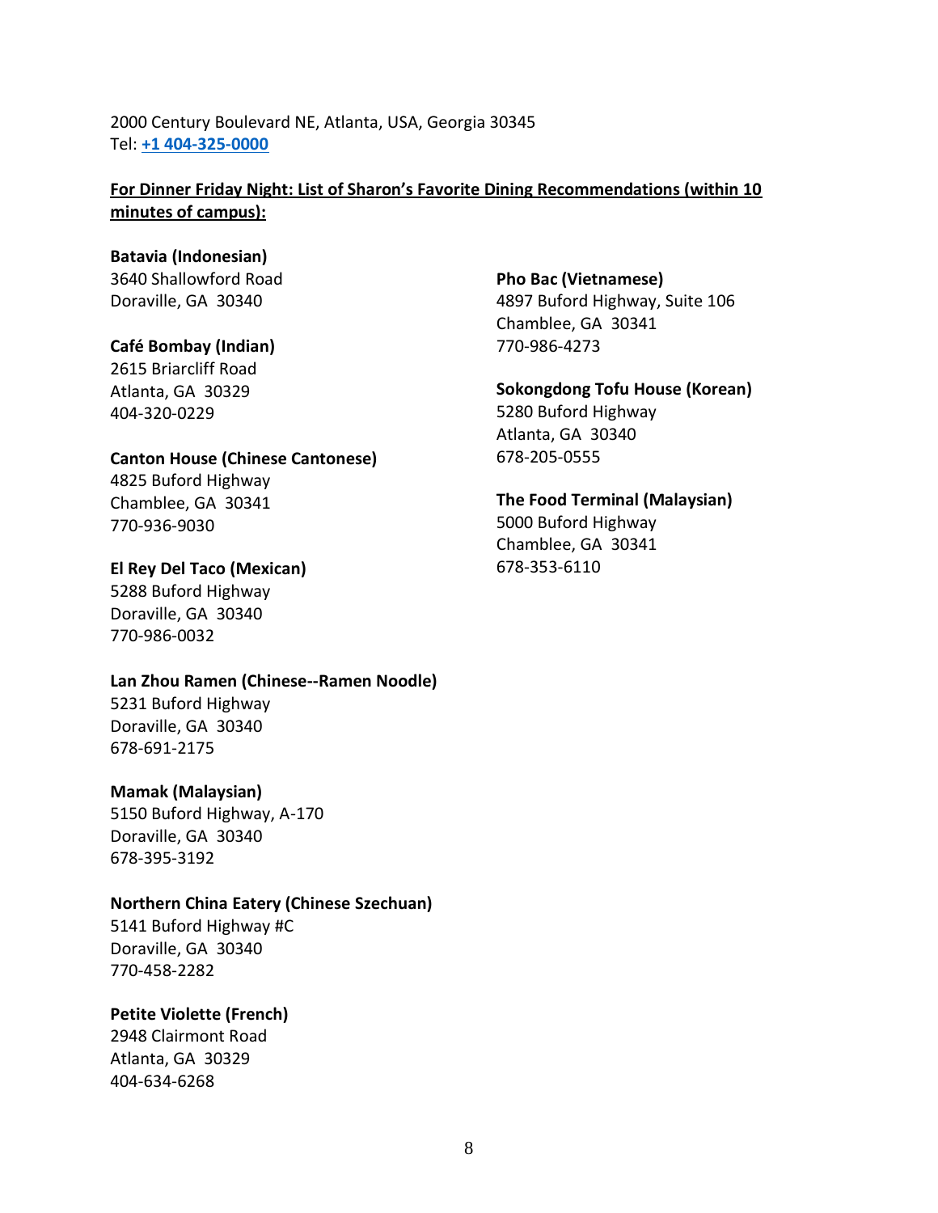2000 Century Boulevard NE, Atlanta, USA, Georgia 30345
Tel: **+1 404-325-0000**

**For Dinner Friday Night: List of Sharon's Favorite Dining Recommendations (within 10 minutes of campus):**

**Batavia (Indonesian)**
3640 Shallowford Road
Doraville, GA 30340

**Café Bombay (Indian)**
2615 Briarcliff Road
Atlanta, GA 30329
404-320-0229

**Canton House (Chinese Cantonese)**
4825 Buford Highway
Chamblee, GA 30341
770-936-9030

**El Rey Del Taco (Mexican)**
5288 Buford Highway
Doraville, GA 30340
770-986-0032

**Lan Zhou Ramen (Chinese--Ramen Noodle)**
5231 Buford Highway
Doraville, GA 30340
678-691-2175

**Mamak (Malaysian)**
5150 Buford Highway, A-170
Doraville, GA 30340
678-395-3192

**Northern China Eatery (Chinese Szechuan)**
5141 Buford Highway #C
Doraville, GA 30340
770-458-2282

**Petite Violette (French)**
2948 Clairmont Road
Atlanta, GA 30329
404-634-6268

**Pho Bac (Vietnamese)**
4897 Buford Highway, Suite 106
Chamblee, GA 30341
770-986-4273

**Sokongdong Tofu House (Korean)**
5280 Buford Highway
Atlanta, GA 30340
678-205-0555

**The Food Terminal (Malaysian)**
5000 Buford Highway
Chamblee, GA 30341
678-353-6110